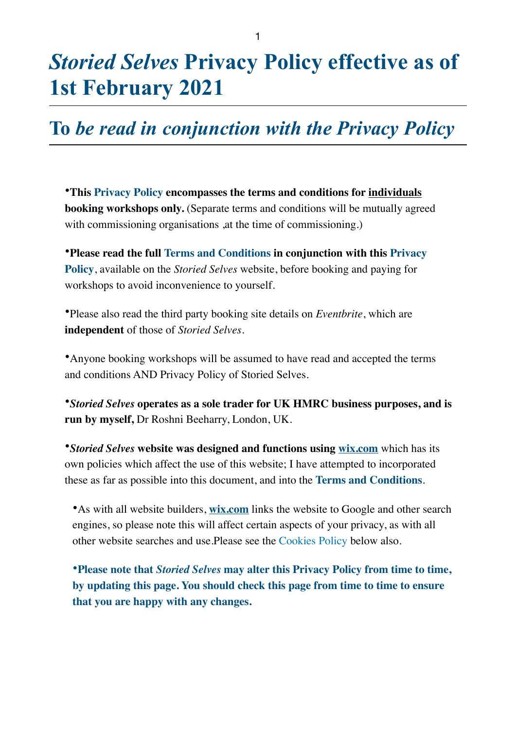# *Storied Selves* Privacy Policy effective as of 1st February 2021

## To *be read in conjunction with the Privacy Policy*

•**This Privacy Policy encompasses the terms and conditions for individuals booking workshops only.** (Separate terms and conditions will be mutually agreed with commissioning organisations ,at the time of commissioning.)

•**Please read the full Terms and Conditions in conjunction with this Privacy Policy**, available on the *Storied Selves* website, before booking and paying for workshops to avoid inconvenience to yourself.

•Please also read the third party booking site details on *Eventbrite*, which are **independent** of those of *Storied Selves*.

•Anyone booking workshops will be assumed to have read and accepted the terms and conditions AND Privacy Policy of Storied Selves.

•***Storied Selves* operates as a sole trader for UK HMRC business purposes, and is run by myself,** Dr Roshni Beeharry, London, UK.

•***Storied Selves* website was designed and functions using wix.com** which has its own policies which affect the use of this website; I have attempted to incorporated these as far as possible into this document, and into the **Terms and Conditions**.

•As with all website builders, **wix.com** links the website to Google and other search engines, so please note this will affect certain aspects of your privacy, as with all other website searches and use.Please see the Cookies Policy below also.

•**Please note that *Storied Selves* may alter this Privacy Policy from time to time, by updating this page. You should check this page from time to time to ensure that you are happy with any changes.**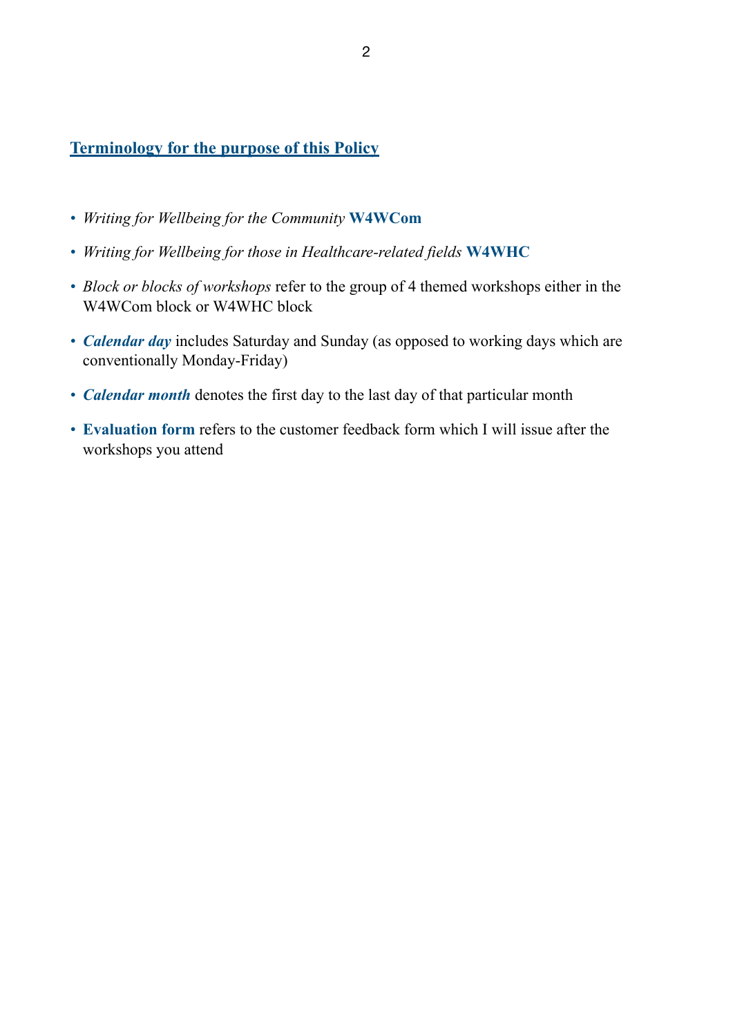## Terminology for the purpose of this Policy

- *Writing for Wellbeing for the Community* **W4WCom**
- *Writing for Wellbeing for those in Healthcare-related fields* **W4WHC**
- *Block or blocks of workshops* refer to the group of 4 themed workshops either in the W4WCom block or W4WHC block
- ***Calendar day*** includes Saturday and Sunday (as opposed to working days which are conventionally Monday-Friday)
- ***Calendar month*** denotes the first day to the last day of that particular month
- **Evaluation form** refers to the customer feedback form which I will issue after the workshops you attend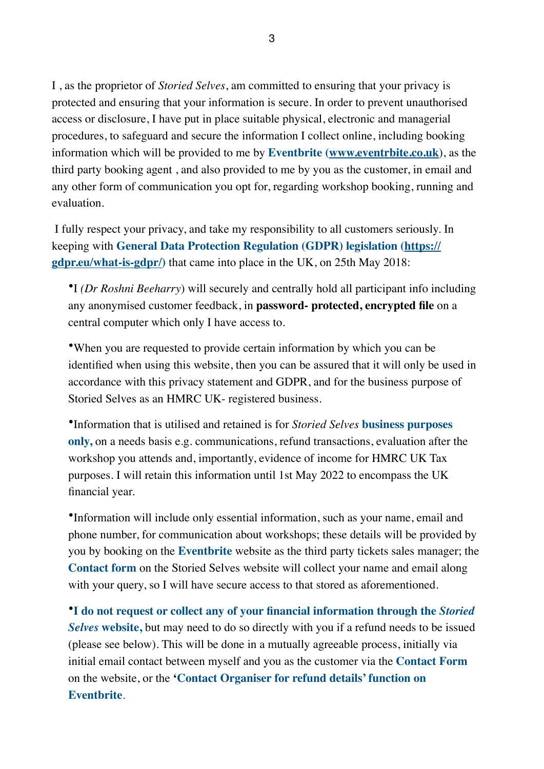I , as the proprietor of *Storied Selves*, am committed to ensuring that your privacy is protected and ensuring that your information is secure. In order to prevent unauthorised access or disclosure, I have put in place suitable physical, electronic and managerial procedures, to safeguard and secure the information I collect online, including booking information which will be provided to me by **Eventbrite (www.eventrbite.co.uk)**, as the third party booking agent , and also provided to me by you as the customer, in email and any other form of communication you opt for, regarding workshop booking, running and evaluation.

I fully respect your privacy, and take my responsibility to all customers seriously. In keeping with **General Data Protection Regulation (GDPR) legislation (https://gdpr.eu/what-is-gdpr/)** that came into place in the UK, on 25th May 2018:

- I *(Dr Roshni Beeharry*) will securely and centrally hold all participant info including any anonymised customer feedback, in **password- protected, encrypted file** on a central computer which only I have access to.
- When you are requested to provide certain information by which you can be identified when using this website, then you can be assured that it will only be used in accordance with this privacy statement and GDPR, and for the business purpose of Storied Selves as an HMRC UK- registered business.
- Information that is utilised and retained is for *Storied Selves* **business purposes only,** on a needs basis e.g. communications, refund transactions, evaluation after the workshop you attends and, importantly, evidence of income for HMRC UK Tax purposes. I will retain this information until 1st May 2022 to encompass the UK financial year.
- Information will include only essential information, such as your name, email and phone number, for communication about workshops; these details will be provided by you by booking on the **Eventbrite** website as the third party tickets sales manager; the **Contact form** on the Storied Selves website will collect your name and email along with your query, so I will have secure access to that stored as aforementioned.
- **I do not request or collect any of your financial information through the *Storied Selves* website,** but may need to do so directly with you if a refund needs to be issued (please see below). This will be done in a mutually agreeable process, initially via initial email contact between myself and you as the customer via the **Contact Form** on the website, or the **'Contact Organiser for refund details' function on Eventbrite**.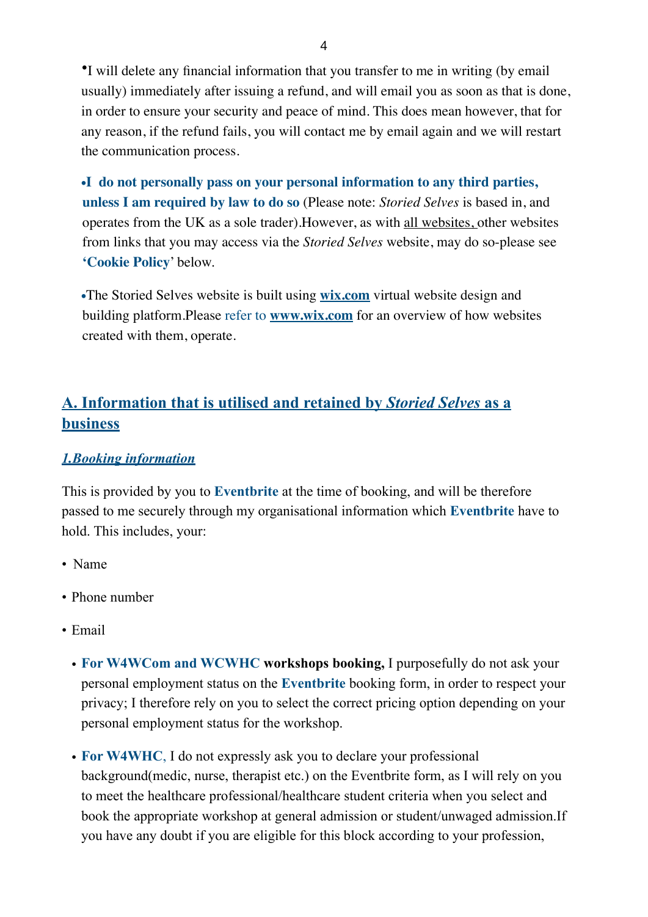- I will delete any financial information that you transfer to me in writing (by email usually) immediately after issuing a refund, and will email you as soon as that is done, in order to ensure your security and peace of mind. This does mean however, that for any reason, if the refund fails, you will contact me by email again and we will restart the communication process.

- **I do not personally pass on your personal information to any third parties, unless I am required by law to do so** (Please note: *Storied Selves* is based in, and operates from the UK as a sole trader).However, as with all websites, other websites from links that you may access via the *Storied Selves* website, may do so-please see **'Cookie Policy'** below.

- The Storied Selves website is built using **wix.com** virtual website design and building platform.Please refer to **www.wix.com** for an overview of how websites created with them, operate.

## A. Information that is utilised and retained by *Storied Selves* as a business

### *1.Booking information*

This is provided by you to **Eventbrite** at the time of booking, and will be therefore passed to me securely through my organisational information which **Eventbrite** have to hold. This includes, your:

- Name
- Phone number
- Email
  - **For W4WCom and WCWHC workshops booking,** I purposefully do not ask your personal employment status on the **Eventbrite** booking form, in order to respect your privacy; I therefore rely on you to select the correct pricing option depending on your personal employment status for the workshop.
  - **For W4WHC**, I do not expressly ask you to declare your professional background(medic, nurse, therapist etc.) on the Eventbrite form, as I will rely on you to meet the healthcare professional/healthcare student criteria when you select and book the appropriate workshop at general admission or student/unwaged admission.If you have any doubt if you are eligible for this block according to your profession,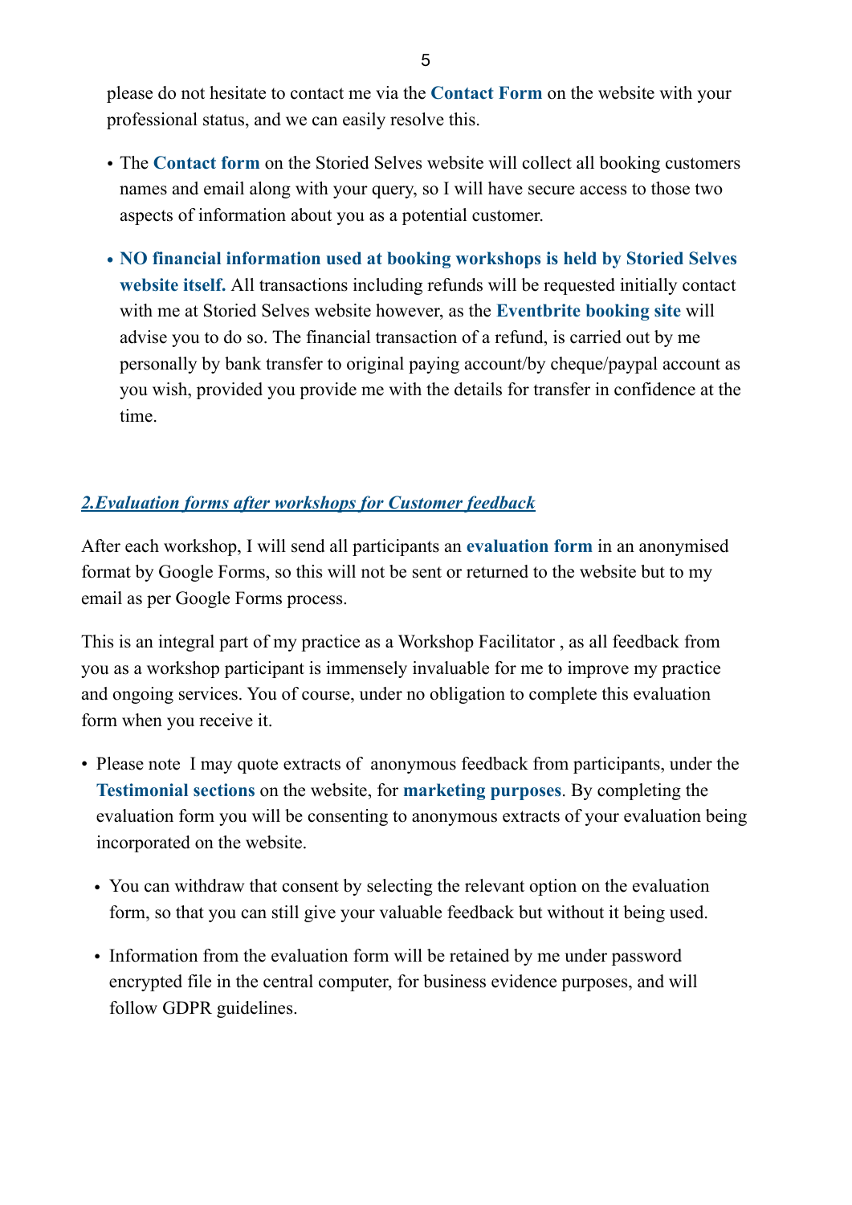please do not hesitate to contact me via the **Contact Form** on the website with your professional status, and we can easily resolve this.

- The **Contact form** on the Storied Selves website will collect all booking customers names and email along with your query, so I will have secure access to those two aspects of information about you as a potential customer.

- **NO financial information used at booking workshops is held by Storied Selves website itself.** All transactions including refunds will be requested initially contact with me at Storied Selves website however, as the **Eventbrite booking site** will advise you to do so. The financial transaction of a refund, is carried out by me personally by bank transfer to original paying account/by cheque/paypal account as you wish, provided you provide me with the details for transfer in confidence at the time.

## ***2.Evaluation forms after workshops for Customer feedback***

After each workshop, I will send all participants an **evaluation form** in an anonymised format by Google Forms, so this will not be sent or returned to the website but to my email as per Google Forms process.

This is an integral part of my practice as a Workshop Facilitator , as all feedback from you as a workshop participant is immensely invaluable for me to improve my practice and ongoing services. You of course, under no obligation to complete this evaluation form when you receive it.

- Please note  I may quote extracts of  anonymous feedback from participants, under the **Testimonial sections** on the website, for **marketing purposes**. By completing the evaluation form you will be consenting to anonymous extracts of your evaluation being incorporated on the website.
  - You can withdraw that consent by selecting the relevant option on the evaluation form, so that you can still give your valuable feedback but without it being used.
  - Information from the evaluation form will be retained by me under password encrypted file in the central computer, for business evidence purposes, and will follow GDPR guidelines.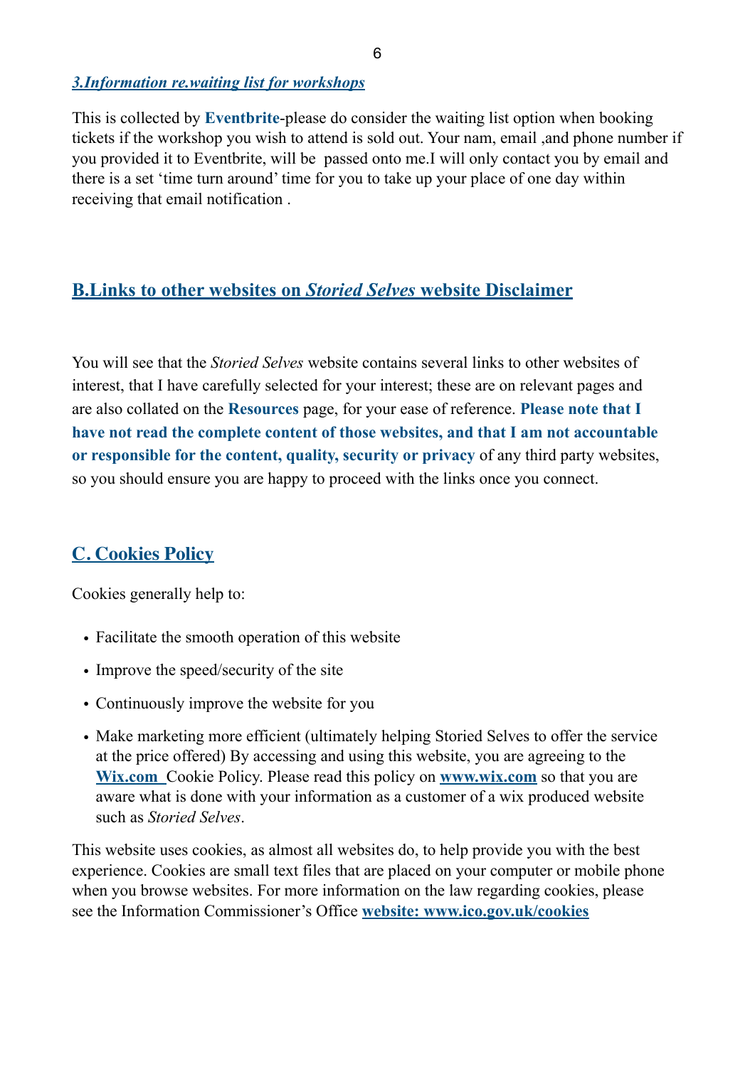### *3.Information re.waiting list for workshops*

This is collected by **Eventbrite**-please do consider the waiting list option when booking tickets if the workshop you wish to attend is sold out. Your nam, email ,and phone number if you provided it to Eventbrite, will be  passed onto me.I will only contact you by email and there is a set 'time turn around' time for you to take up your place of one day within receiving that email notification .

## B.Links to other websites on *Storied Selves* website Disclaimer

You will see that the *Storied Selves* website contains several links to other websites of interest, that I have carefully selected for your interest; these are on relevant pages and are also collated on the **Resources** page, for your ease of reference. **Please note that I have not read the complete content of those websites, and that I am not accountable or responsible for the content, quality, security or privacy** of any third party websites, so you should ensure you are happy to proceed with the links once you connect.

## C. Cookies Policy

Cookies generally help to:

- Facilitate the smooth operation of this website
- Improve the speed/security of the site
- Continuously improve the website for you
- Make marketing more efficient (ultimately helping Storied Selves to offer the service at the price offered) By accessing and using this website, you are agreeing to the **Wix.com** Cookie Policy. Please read this policy on **www.wix.com** so that you are aware what is done with your information as a customer of a wix produced website such as *Storied Selves*.

This website uses cookies, as almost all websites do, to help provide you with the best experience. Cookies are small text files that are placed on your computer or mobile phone when you browse websites. For more information on the law regarding cookies, please see the Information Commissioner's Office **website: www.ico.gov.uk/cookies**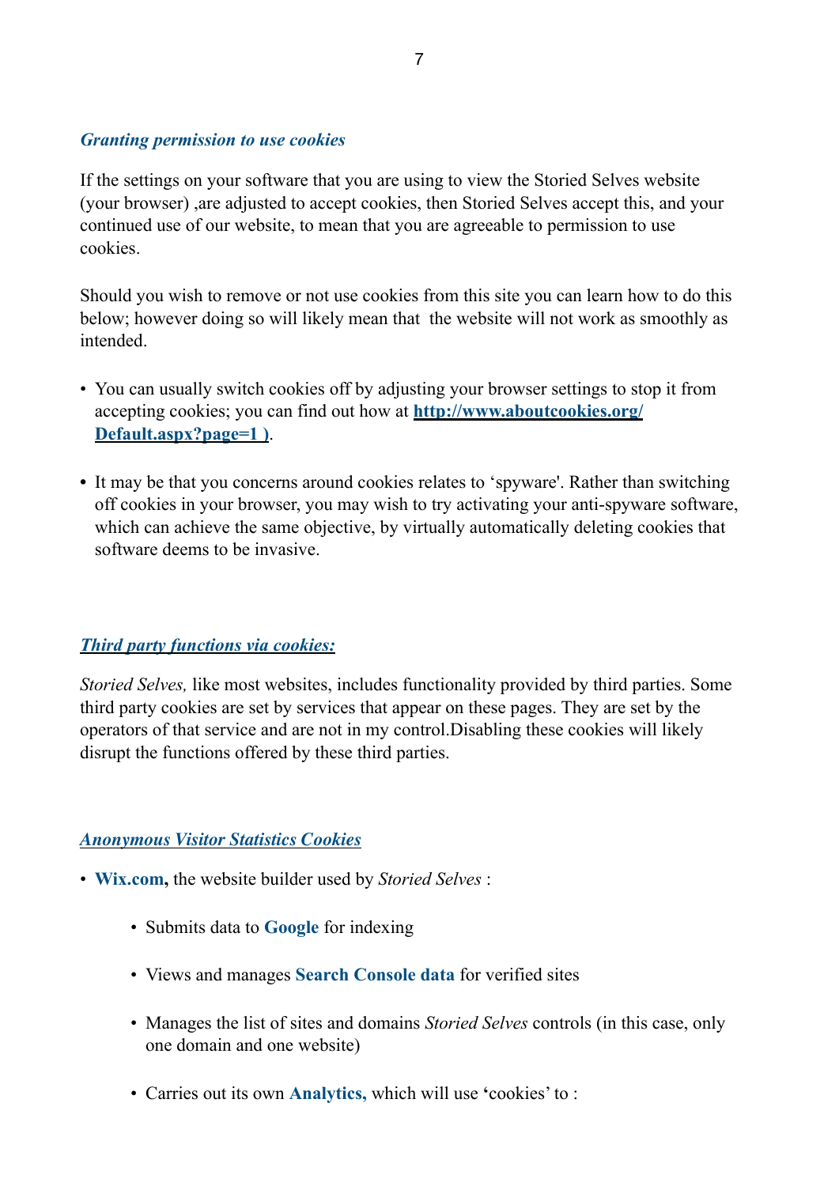### *Granting permission to use cookies*

If the settings on your software that you are using to view the Storied Selves website (your browser) ,are adjusted to accept cookies, then Storied Selves accept this, and your continued use of our website, to mean that you are agreeable to permission to use cookies.

Should you wish to remove or not use cookies from this site you can learn how to do this below; however doing so will likely mean that the website will not work as smoothly as intended.

- You can usually switch cookies off by adjusting your browser settings to stop it from accepting cookies; you can find out how at **[http://www.aboutcookies.org/Default.aspx?page=1 )](http://www.aboutcookies.org/Default.aspx?page=1)**.

- It may be that you concerns around cookies relates to 'spyware'. Rather than switching off cookies in your browser, you may wish to try activating your anti-spyware software, which can achieve the same objective, by virtually automatically deleting cookies that software deems to be invasive.

### ***Third party functions via cookies:***

*Storied Selves,* like most websites, includes functionality provided by third parties. Some third party cookies are set by services that appear on these pages. They are set by the operators of that service and are not in my control.Disabling these cookies will likely disrupt the functions offered by these third parties.

### *Anonymous Visitor Statistics Cookies*

- **Wix.com,** the website builder used by *Storied Selves* :
  - Submits data to **Google** for indexing
  - Views and manages **Search Console data** for verified sites
  - Manages the list of sites and domains *Storied Selves* controls (in this case, only one domain and one website)
  - Carries out its own **Analytics,** which will use 'cookies' to :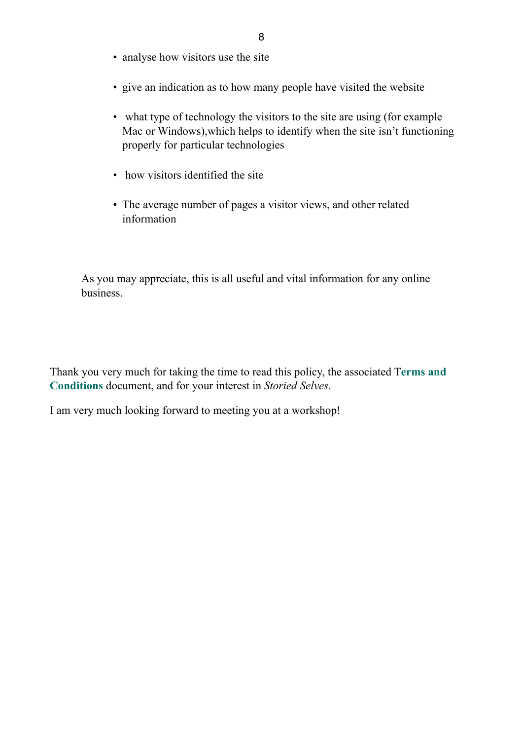- analyse how visitors use the site
- give an indication as to how many people have visited the website
- what type of technology the visitors to the site are using (for example Mac or Windows),which helps to identify when the site isn't functioning properly for particular technologies
- how visitors identified the site
- The average number of pages a visitor views, and other related information

As you may appreciate, this is all useful and vital information for any online business.

Thank you very much for taking the time to read this policy, the associated **Terms and Conditions** document, and for your interest in *Storied Selves.*

I am very much looking forward to meeting you at a workshop!